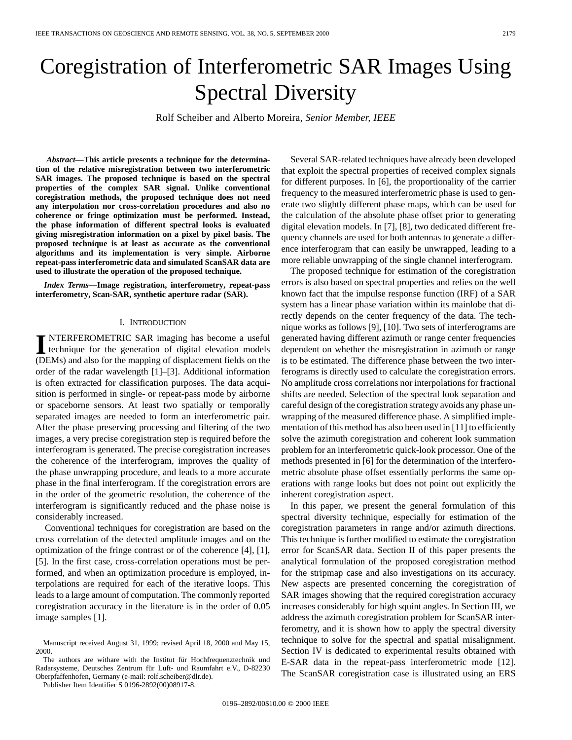# Coregistration of Interferometric SAR Images Using Spectral Diversity

Rolf Scheiber and Alberto Moreira, *Senior Member, IEEE*

***Abstract*—This article presents a technique for the determination of the relative misregistration between two interferometric SAR images. The proposed technique is based on the spectral properties of the complex SAR signal. Unlike conventional coregistration methods, the proposed technique does not need any interpolation nor cross-correlation procedures and also no coherence or fringe optimization must be performed. Instead, the phase information of different spectral looks is evaluated giving misregistration information on a pixel by pixel basis. The proposed technique is at least as accurate as the conventional algorithms and its implementation is very simple. Airborne repeat-pass interferometric data and simulated ScanSAR data are used to illustrate the operation of the proposed technique.**

***Index Terms*—Image registration, interferometry, repeat-pass interferometry, Scan-SAR, synthetic aperture radar (SAR).**

## I. Introduction

INTERFEROMETRIC SAR imaging has become a useful technique for the generation of digital elevation models (DEMs) and also for the mapping of displacement fields on the order of the radar wavelength [1]–[3]. Additional information is often extracted for classification purposes. The data acquisition is performed in single- or repeat-pass mode by airborne or spaceborne sensors. At least two spatially or temporally separated images are needed to form an interferometric pair. After the phase preserving processing and filtering of the two images, a very precise coregistration step is required before the interferogram is generated. The precise coregistration increases the coherence of the interferogram, improves the quality of the phase unwrapping procedure, and leads to a more accurate phase in the final interferogram. If the coregistration errors are in the order of the geometric resolution, the coherence of the interferogram is significantly reduced and the phase noise is considerably increased.

Conventional techniques for coregistration are based on the cross correlation of the detected amplitude images and on the optimization of the fringe contrast or of the coherence [4], [1], [5]. In the first case, cross-correlation operations must be performed, and when an optimization procedure is employed, interpolations are required for each of the iterative loops. This leads to a large amount of computation. The commonly reported coregistration accuracy in the literature is in the order of 0.05 image samples [1].

Several SAR-related techniques have already been developed that exploit the spectral properties of received complex signals for different purposes. In [6], the proportionality of the carrier frequency to the measured interferometric phase is used to generate two slightly different phase maps, which can be used for the calculation of the absolute phase offset prior to generating digital elevation models. In [7], [8], two dedicated different frequency channels are used for both antennas to generate a difference interferogram that can easily be unwrapped, leading to a more reliable unwrapping of the single channel interferogram.

The proposed technique for estimation of the coregistration errors is also based on spectral properties and relies on the well known fact that the impulse response function (IRF) of a SAR system has a linear phase variation within its mainlobe that directly depends on the center frequency of the data. The technique works as follows [9], [10]. Two sets of interferograms are generated having different azimuth or range center frequencies dependent on whether the misregistration in azimuth or range is to be estimated. The difference phase between the two interferograms is directly used to calculate the coregistration errors. No amplitude cross correlations nor interpolations for fractional shifts are needed. Selection of the spectral look separation and careful design of the coregistration strategy avoids any phase unwrapping of the measured difference phase. A simplified implementation of this method has also been used in [11] to efficiently solve the azimuth coregistration and coherent look summation problem for an interferometric quick-look processor. One of the methods presented in [6] for the determination of the interferometric absolute phase offset essentially performs the same operations with range looks but does not point out explicitly the inherent coregistration aspect.

In this paper, we present the general formulation of this spectral diversity technique, especially for estimation of the coregistration parameters in range and/or azimuth directions. This technique is further modified to estimate the coregistration error for ScanSAR data. Section II of this paper presents the analytical formulation of the proposed coregistration method for the stripmap case and also investigations on its accuracy. New aspects are presented concerning the coregistration of SAR images showing that the required coregistration accuracy increases considerably for high squint angles. In Section III, we address the azimuth coregistration problem for ScanSAR interferometry, and it is shown how to apply the spectral diversity technique to solve for the spectral and spatial misalignment. Section IV is dedicated to experimental results obtained with E-SAR data in the repeat-pass interferometric mode [12]. The ScanSAR coregistration case is illustrated using an ERS

Manuscript received August 31, 1999; revised April 18, 2000 and May 15, 2000.

The authors are withare with the Institut für Hochfrequenztechnik und Radarsysteme, Deutsches Zentrum für Luft- und Raumfahrt e.V., D-82230 Oberpfaffenhofen, Germany (e-mail: rolf.scheiber@dlr.de).

Publisher Item Identifier S 0196-2892(00)08917-8.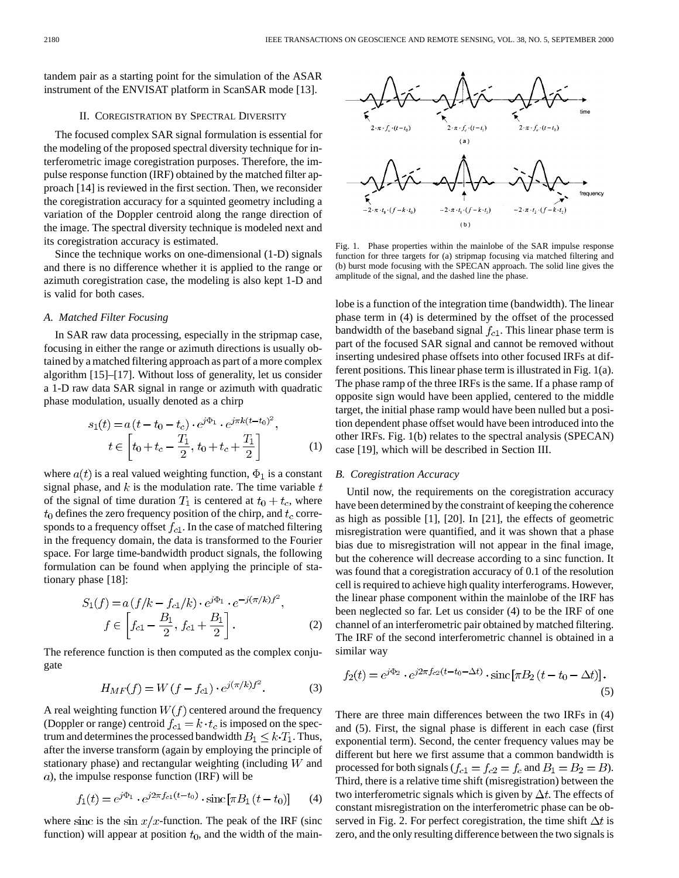tandem pair as a starting point for the simulation of the ASAR instrument of the ENVISAT platform in ScanSAR mode [13].

## II. Coregistration by Spectral Diversity

The focused complex SAR signal formulation is essential for the modeling of the proposed spectral diversity technique for interferometric image coregistration purposes. Therefore, the impulse response function (IRF) obtained by the matched filter approach [14] is reviewed in the first section. Then, we reconsider the coregistration accuracy for a squinted geometry including a variation of the Doppler centroid along the range direction of the image. The spectral diversity technique is modeled next and its coregistration accuracy is estimated.

Since the technique works on one-dimensional (1-D) signals and there is no difference whether it is applied to the range or azimuth coregistration case, the modeling is also kept 1-D and is valid for both cases.

### *A. Matched Filter Focusing*

In SAR raw data processing, especially in the stripmap case, focusing in either the range or azimuth directions is usually obtained by a matched filtering approach as part of a more complex algorithm [15]–[17]. Without loss of generality, let us consider a 1-D raw data SAR signal in range or azimuth with quadratic phase modulation, usually denoted as a chirp

$$s_1(t) = a(t - t_0 - t_c) \cdot e^{j\Phi_1} \cdot e^{j\pi k (t-t_0)^2}, \quad t \in \left[t_0 + t_c - \frac{T_1}{2},\, t_0 + t_c + \frac{T_1}{2}\right] \tag{1}$$

where $a(t)$ is a real valued weighting function, $\Phi_1$ is a constant signal phase, and $k$ is the modulation rate. The time variable $t$ of the signal of time duration $T_1$ is centered at $t_0 + t_c$, where $t_0$ defines the zero frequency position of the chirp, and $t_c$ corresponds to a frequency offset $f_{c1}$. In the case of matched filtering in the frequency domain, the data is transformed to the Fourier space. For large time-bandwidth product signals, the following formulation can be found when applying the principle of stationary phase [18]:

$$S_1(f) = a(f/k - f_{c1}/k) \cdot e^{j\Phi_1} \cdot e^{-j(\pi/k)f^2}, \quad f \in \left[f_{c1} - \frac{B_1}{2},\, f_{c1} + \frac{B_1}{2}\right]. \tag{2}$$

The reference function is then computed as the complex conjugate

$$H_{MF}(f) = W(f - f_{c1}) \cdot e^{j(\pi/k)f^2}. \tag{3}$$

A real weighting function $W(f)$ centered around the frequency (Doppler or range) centroid $f_{c1} = k \cdot t_c$ is imposed on the spectrum and determines the processed bandwidth $B_1 \leq k \cdot T_1$. Thus, after the inverse transform (again by employing the principle of stationary phase) and rectangular weighting (including $W$ and $a$), the impulse response function (IRF) will be

$$f_1(t) = e^{j\Phi_1} \cdot e^{j2\pi f_{c1}(t-t_0)} \cdot \text{sinc}\left[\pi B_1 (t - t_0)\right] \tag{4}$$

where sinc is the $\sin x/x$-function. The peak of the IRF (sinc function) will appear at position $t_0$, and the width of the mainlobe is a function of the integration time (bandwidth). The linear phase term in (4) is determined by the offset of the processed bandwidth of the baseband signal $f_{c1}$. This linear phase term is part of the focused SAR signal and cannot be removed without inserting undesired phase offsets into other focused IRFs at different positions. This linear phase term is illustrated in Fig. 1(a). The phase ramp of the three IRFs is the same. If a phase ramp of opposite sign would have been applied, centered to the middle target, the initial phase ramp would have been nulled but a position dependent phase offset would have been introduced into the other IRFs. Fig. 1(b) relates to the spectral analysis (SPECAN) case [19], which will be described in Section III.

Fig. 1. Phase properties within the mainlobe of the SAR impulse response function for three targets for (a) stripmap focusing via matched filtering and (b) burst mode focusing with the SPECAN approach. The solid line gives the amplitude of the signal, and the dashed line the phase.

### *B. Coregistration Accuracy*

Until now, the requirements on the coregistration accuracy have been determined by the constraint of keeping the coherence as high as possible [1], [20]. In [21], the effects of geometric misregistration were quantified, and it was shown that a phase bias due to misregistration will not appear in the final image, but the coherence will decrease according to a sinc function. It was found that a coregistration accuracy of 0.1 of the resolution cell is required to achieve high quality interferograms. However, the linear phase component within the mainlobe of the IRF has been neglected so far. Let us consider (4) to be the IRF of one channel of an interferometric pair obtained by matched filtering. The IRF of the second interferometric channel is obtained in a similar way

$$f_2(t) = e^{j\Phi_2} \cdot e^{j2\pi f_{c2}(t-t_0-\Delta t)} \cdot \text{sinc}\left[\pi B_2 (t - t_0 - \Delta t)\right]. \tag{5}$$

There are three main differences between the two IRFs in (4) and (5). First, the signal phase is different in each case (first exponential term). Second, the center frequency values may be different but here we first assume that a common bandwidth is processed for both signals ($f_{c1} = f_{c2} = f_c$ and $B_1 = B_2 = B$). Third, there is a relative time shift (misregistration) between the two interferometric signals which is given by $\Delta t$. The effects of constant misregistration on the interferometric phase can be observed in Fig. 2. For perfect coregistration, the time shift $\Delta t$ is zero, and the only resulting difference between the two signals is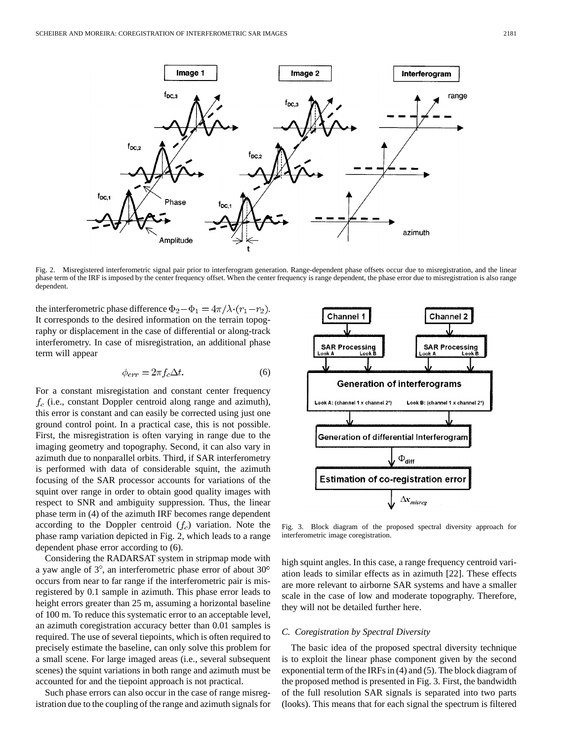Fig. 2. Misregistered interferometric signal pair prior to interferogram generation. Range-dependent phase offsets occur due to misregistration, and the linear phase term of the IRF is imposed by the center frequency offset. When the center frequency is range dependent, the phase error due to misregistration is also range dependent.

the interferometric phase difference $\Phi_2 - \Phi_1 = 4\pi/\lambda \cdot (r_1 - r_2)$. It corresponds to the desired information on the terrain topography or displacement in the case of differential or along-track interferometry. In case of misregistration, an additional phase term will appear

$$\phi_{err} = 2\pi f_c \Delta t. \tag{6}$$

For a constant misregistation and constant center frequency $f_c$ (i.e., constant Doppler centroid along range and azimuth), this error is constant and can easily be corrected using just one ground control point. In a practical case, this is not possible. First, the misregistration is often varying in range due to the imaging geometry and topography. Second, it can also vary in azimuth due to nonparallel orbits. Third, if SAR interferometry is performed with data of considerable squint, the azimuth focusing of the SAR processor accounts for variations of the squint over range in order to obtain good quality images with respect to SNR and ambiguity suppression. Thus, the linear phase term in (4) of the azimuth IRF becomes range dependent according to the Doppler centroid ($f_c$) variation. Note the phase ramp variation depicted in Fig. 2, which leads to a range dependent phase error according to (6).

Considering the RADARSAT system in stripmap mode with a yaw angle of 3°, an interferometric phase error of about 30° occurs from near to far range if the interferometric pair is misregistered by 0.1 sample in azimuth. This phase error leads to height errors greater than 25 m, assuming a horizontal baseline of 100 m. To reduce this systematic error to an acceptable level, an azimuth coregistration accuracy better than 0.01 samples is required. The use of several tiepoints, which is often required to precisely estimate the baseline, can only solve this problem for a small scene. For large imaged areas (i.e., several subsequent scenes) the squint variations in both range and azimuth must be accounted for and the tiepoint approach is not practical.

Such phase errors can also occur in the case of range misregistration due to the coupling of the range and azimuth signals for high squint angles. In this case, a range frequency centroid variation leads to similar effects as in azimuth [22]. These effects are more relevant to airborne SAR systems and have a smaller scale in the case of low and moderate topography. Therefore, they will not be detailed further here.

Fig. 3. Block diagram of the proposed spectral diversity approach for interferometric image coregistration.

### *C. Coregistration by Spectral Diversity*

The basic idea of the proposed spectral diversity technique is to exploit the linear phase component given by the second exponential term of the IRFs in (4) and (5). The block diagram of the proposed method is presented in Fig. 3. First, the bandwidth of the full resolution SAR signals is separated into two parts (looks). This means that for each signal the spectrum is filtered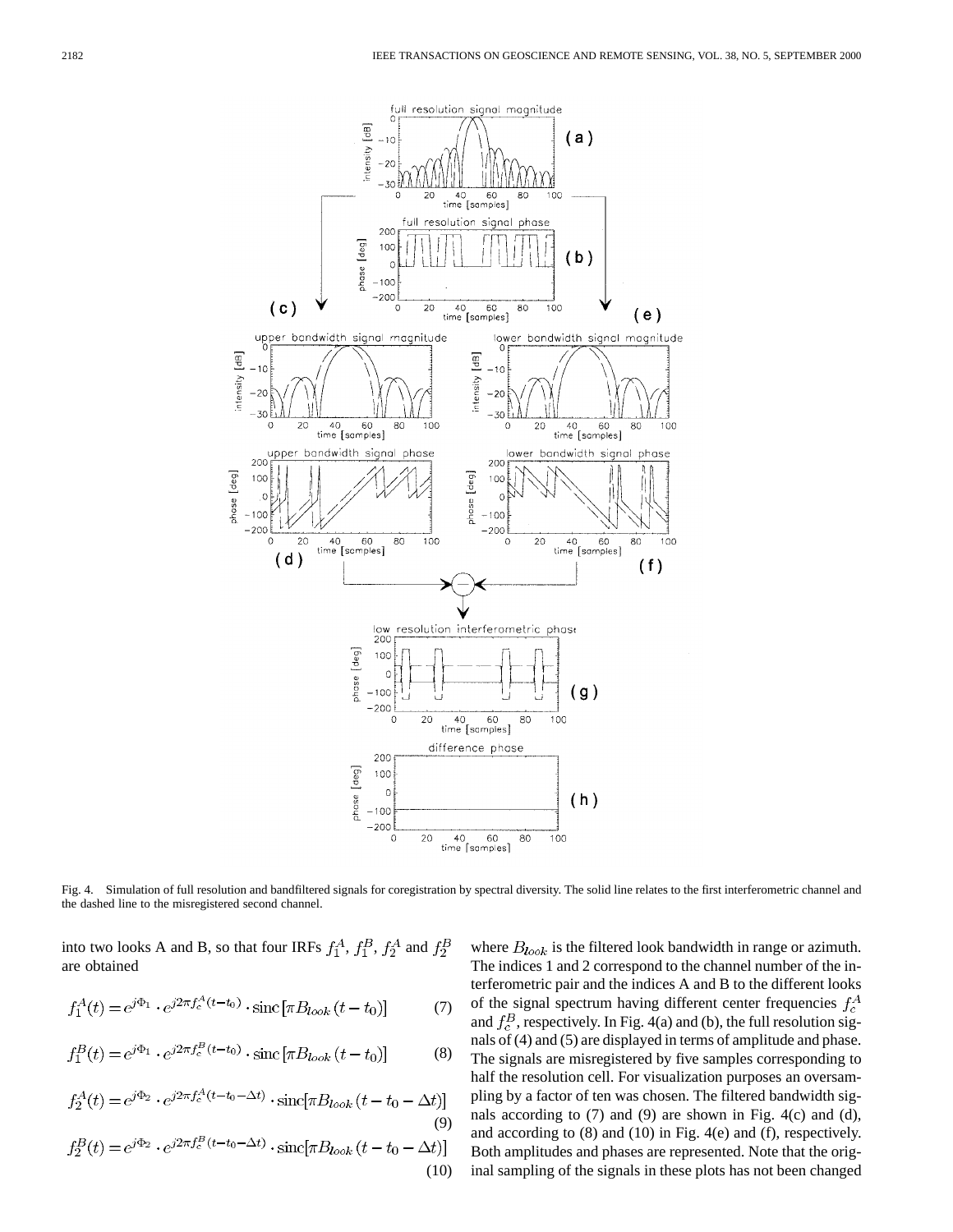Fig. 4. Simulation of full resolution and bandfiltered signals for coregistration by spectral diversity. The solid line relates to the first interferometric channel and the dashed line to the misregistered second channel.

into two looks A and B, so that four IRFs $f_1^A$, $f_1^B$, $f_2^A$ and $f_2^B$ are obtained

$$f_1^A(t) = e^{j\Phi_1} \cdot e^{j2\pi f_c^A (t-t_0)} \cdot \text{sinc}\left[\pi B_{look}(t-t_0)\right] \tag{7}$$

$$f_1^B(t) = e^{j\Phi_1} \cdot e^{j2\pi f_c^B (t-t_0)} \cdot \text{sinc}\left[\pi B_{look}(t-t_0)\right] \tag{8}$$

$$f_2^A(t) = e^{j\Phi_2} \cdot e^{j2\pi f_c^A (t-t_0-\Delta t)} \cdot \text{sinc}[\pi B_{look}(t-t_0-\Delta t)] \tag{9}$$

$$f_2^B(t) = e^{j\Phi_2} \cdot e^{j2\pi f_c^B (t-t_0-\Delta t)} \cdot \text{sinc}[\pi B_{look}(t-t_0-\Delta t)] \tag{10}$$

where $B_{look}$ is the filtered look bandwidth in range or azimuth. The indices 1 and 2 correspond to the channel number of the interferometric pair and the indices A and B to the different looks of the signal spectrum having different center frequencies $f_c^A$ and $f_c^B$, respectively. In Fig. 4(a) and (b), the full resolution signals of (4) and (5) are displayed in terms of amplitude and phase. The signals are misregistered by five samples corresponding to half the resolution cell. For visualization purposes an oversampling by a factor of ten was chosen. The filtered bandwidth signals according to (7) and (9) are shown in Fig. 4(c) and (d), and according to (8) and (10) in Fig. 4(e) and (f), respectively. Both amplitudes and phases are represented. Note that the original sampling of the signals in these plots has not been changed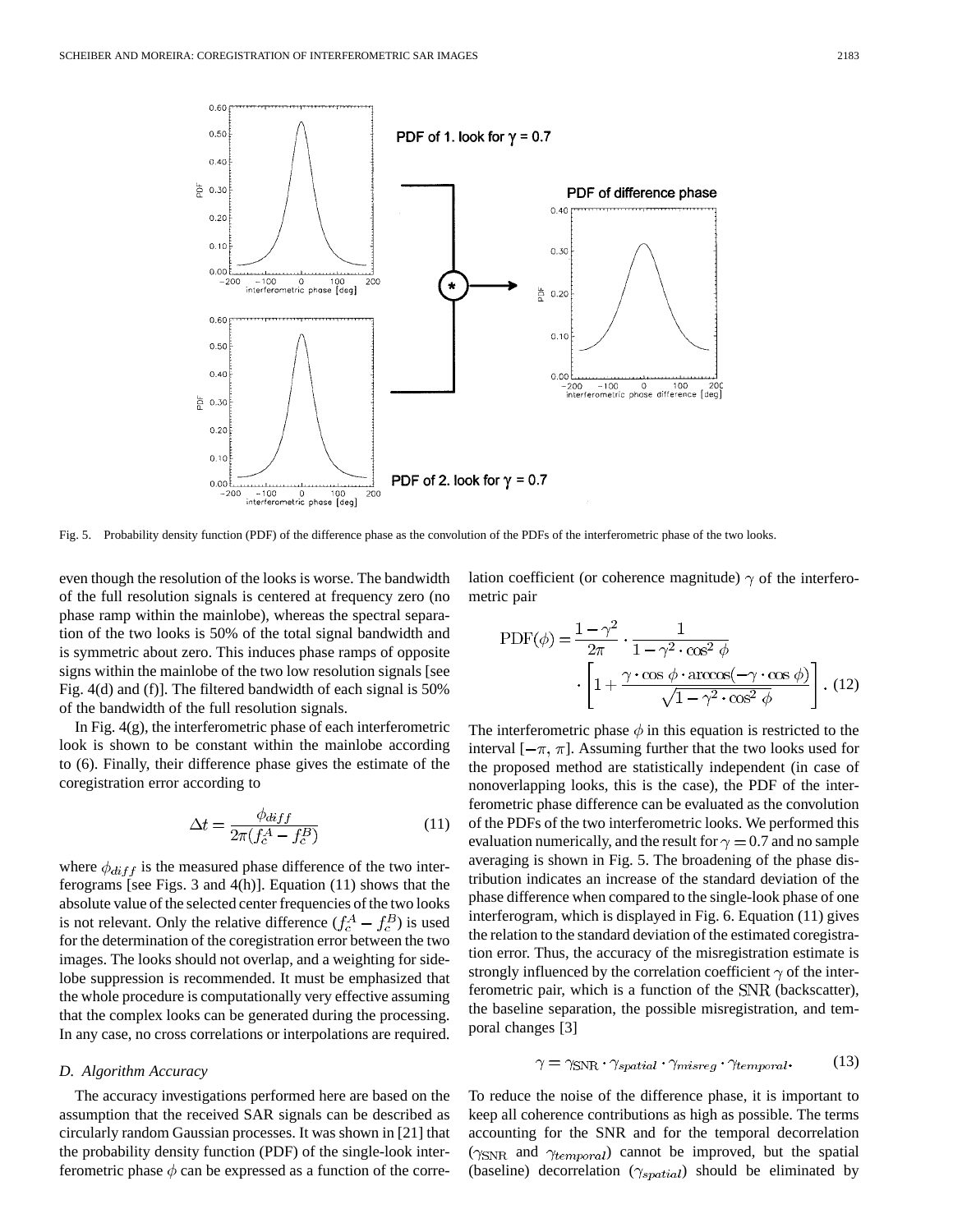Fig. 5. Probability density function (PDF) of the difference phase as the convolution of the PDFs of the interferometric phase of the two looks.

even though the resolution of the looks is worse. The bandwidth of the full resolution signals is centered at frequency zero (no phase ramp within the mainlobe), whereas the spectral separation of the two looks is 50% of the total signal bandwidth and is symmetric about zero. This induces phase ramps of opposite signs within the mainlobe of the two low resolution signals [see Fig. 4(d) and (f)]. The filtered bandwidth of each signal is 50% of the bandwidth of the full resolution signals.

In Fig. 4(g), the interferometric phase of each interferometric look is shown to be constant within the mainlobe according to (6). Finally, their difference phase gives the estimate of the coregistration error according to

$$\Delta t = \frac{\phi_{diff}}{2\pi(f_c^A - f_c^B)} \tag{11}$$

where $\phi_{diff}$ is the measured phase difference of the two interferograms [see Figs. 3 and 4(h)]. Equation (11) shows that the absolute value of the selected center frequencies of the two looks is not relevant. Only the relative difference $(f_c^A - f_c^B)$ is used for the determination of the coregistration error between the two images. The looks should not overlap, and a weighting for sidelobe suppression is recommended. It must be emphasized that the whole procedure is computationally very effective assuming that the complex looks can be generated during the processing. In any case, no cross correlations or interpolations are required.

### D. Algorithm Accuracy

The accuracy investigations performed here are based on the assumption that the received SAR signals can be described as circularly random Gaussian processes. It was shown in [21] that the probability density function (PDF) of the single-look interferometric phase $\phi$ can be expressed as a function of the correlation coefficient (or coherence magnitude) $\gamma$ of the interferometric pair

$$\mathrm{PDF}(\phi) = \frac{1-\gamma^2}{2\pi} \cdot \frac{1}{1-\gamma^2 \cdot \cos^2 \phi} \cdot \left[1 + \frac{\gamma \cdot \cos \phi \cdot \arccos(-\gamma \cdot \cos \phi)}{\sqrt{1-\gamma^2 \cdot \cos^2 \phi}}\right]. \tag{12}$$

The interferometric phase $\phi$ in this equation is restricted to the interval $[-\pi, \pi]$. Assuming further that the two looks used for the proposed method are statistically independent (in case of nonoverlapping looks, this is the case), the PDF of the interferometric phase difference can be evaluated as the convolution of the PDFs of the two interferometric looks. We performed this evaluation numerically, and the result for $\gamma = 0.7$ and no sample averaging is shown in Fig. 5. The broadening of the phase distribution indicates an increase of the standard deviation of the phase difference when compared to the single-look phase of one interferogram, which is displayed in Fig. 6. Equation (11) gives the relation to the standard deviation of the estimated coregistration error. Thus, the accuracy of the misregistration estimate is strongly influenced by the correlation coefficient $\gamma$ of the interferometric pair, which is a function of the SNR (backscatter), the baseline separation, the possible misregistration, and temporal changes [3]

$$\gamma = \gamma_{\mathrm{SNR}} \cdot \gamma_{spatial} \cdot \gamma_{misreg} \cdot \gamma_{temporal}. \tag{13}$$

To reduce the noise of the difference phase, it is important to keep all coherence contributions as high as possible. The terms accounting for the SNR and for the temporal decorrelation ($\gamma_{\mathrm{SNR}}$ and $\gamma_{temporal}$) cannot be improved, but the spatial (baseline) decorrelation ($\gamma_{spatial}$) should be eliminated by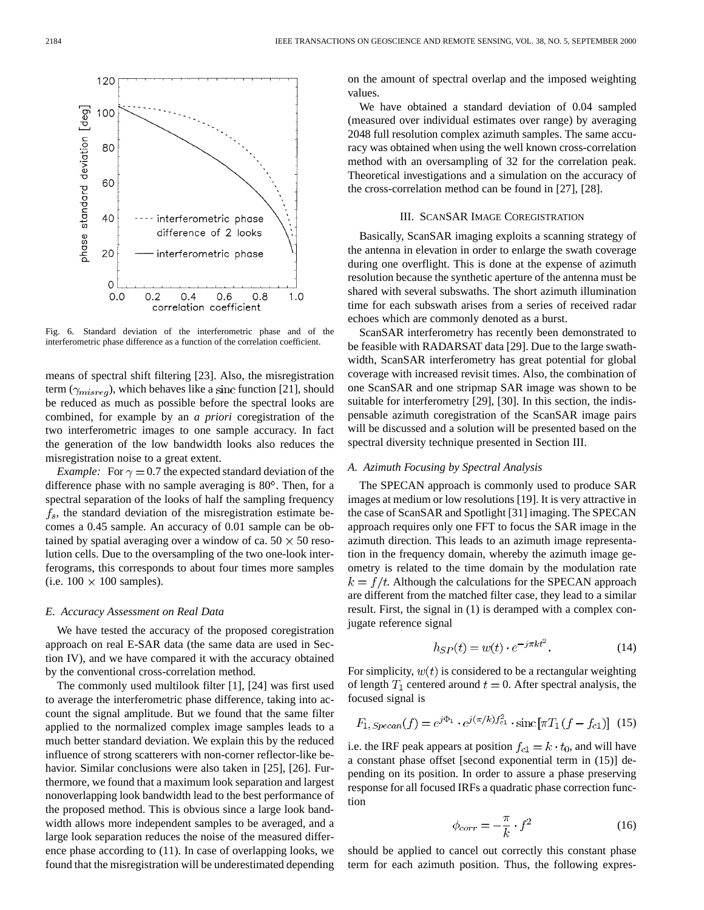Fig. 6. Standard deviation of the interferometric phase and of the interferometric phase difference as a function of the correlation coefficient.

means of spectral shift filtering [23]. Also, the misregistration term ($\gamma_{misreg}$), which behaves like a sinc function [21], should be reduced as much as possible before the spectral looks are combined, for example by an *a priori* coregistration of the two interferometric images to one sample accuracy. In fact the generation of the low bandwidth looks also reduces the misregistration noise to a great extent.

*Example:* For $\gamma = 0.7$ the expected standard deviation of the difference phase with no sample averaging is 80°. Then, for a spectral separation of the looks of half the sampling frequency $f_s$, the standard deviation of the misregistration estimate becomes a 0.45 sample. An accuracy of 0.01 sample can be obtained by spatial averaging over a window of ca. 50 × 50 resolution cells. Due to the oversampling of the two one-look interferograms, this corresponds to about four times more samples (i.e. 100 × 100 samples).

### E. Accuracy Assessment on Real Data

We have tested the accuracy of the proposed coregistration approach on real E-SAR data (the same data are used in Section IV), and we have compared it with the accuracy obtained by the conventional cross-correlation method.

The commonly used multilook filter [1], [24] was first used to average the interferometric phase difference, taking into account the signal amplitude. But we found that the same filter applied to the normalized complex image samples leads to a much better standard deviation. We explain this by the reduced influence of strong scatterers with non-corner reflector-like behavior. Similar conclusions were also taken in [25], [26]. Furthermore, we found that a maximum look separation and largest nonoverlapping look bandwidth lead to the best performance of the proposed method. This is obvious since a large look bandwidth allows more independent samples to be averaged, and a large look separation reduces the noise of the measured difference phase according to (11). In case of overlapping looks, we found that the misregistration will be underestimated depending on the amount of spectral overlap and the imposed weighting values.

We have obtained a standard deviation of 0.04 sampled (measured over individual estimates over range) by averaging 2048 full resolution complex azimuth samples. The same accuracy was obtained when using the well known cross-correlation method with an oversampling of 32 for the correlation peak. Theoretical investigations and a simulation on the accuracy of the cross-correlation method can be found in [27], [28].

## III. ScanSAR Image Coregistration

Basically, ScanSAR imaging exploits a scanning strategy of the antenna in elevation in order to enlarge the swath coverage during one overflight. This is done at the expense of azimuth resolution because the synthetic aperture of the antenna must be shared with several subswaths. The short azimuth illumination time for each subswath arises from a series of received radar echoes which are commonly denoted as a burst.

ScanSAR interferometry has recently been demonstrated to be feasible with RADARSAT data [29]. Due to the large swathwidth, ScanSAR interferometry has great potential for global coverage with increased revisit times. Also, the combination of one ScanSAR and one stripmap SAR image was shown to be suitable for interferometry [29], [30]. In this section, the indispensable azimuth coregistration of the ScanSAR image pairs will be discussed and a solution will be presented based on the spectral diversity technique presented in Section III.

### A. Azimuth Focusing by Spectral Analysis

The SPECAN approach is commonly used to produce SAR images at medium or low resolutions [19]. It is very attractive in the case of ScanSAR and Spotlight [31] imaging. The SPECAN approach requires only one FFT to focus the SAR image in the azimuth direction. This leads to an azimuth image representation in the frequency domain, whereby the azimuth image geometry is related to the time domain by the modulation rate $k = f/t$. Although the calculations for the SPECAN approach are different from the matched filter case, they lead to a similar result. First, the signal in (1) is deramped with a complex conjugate reference signal

$$h_{SP}(t) = w(t) \cdot e^{-j\pi k t^2}. \tag{14}$$

For simplicity, $w(t)$ is considered to be a rectangular weighting of length $T_1$ centered around $t = 0$. After spectral analysis, the focused signal is

$$F_{1,\,Specan}(f) = e^{j\Phi_1} \cdot e^{j(\pi/k) f_{c1}^2} \cdot \mathrm{sinc}\left[\pi T_1 (f - f_{c1})\right] \tag{15}$$

i.e. the IRF peak appears at position $f_{c1} = k \cdot t_0$, and will have a constant phase offset [second exponential term in (15)] depending on its position. In order to assure a phase preserving response for all focused IRFs a quadratic phase correction function

$$\phi_{corr} = -\frac{\pi}{k} \cdot f^2 \tag{16}$$

should be applied to cancel out correctly this constant phase term for each azimuth position. Thus, the following expres-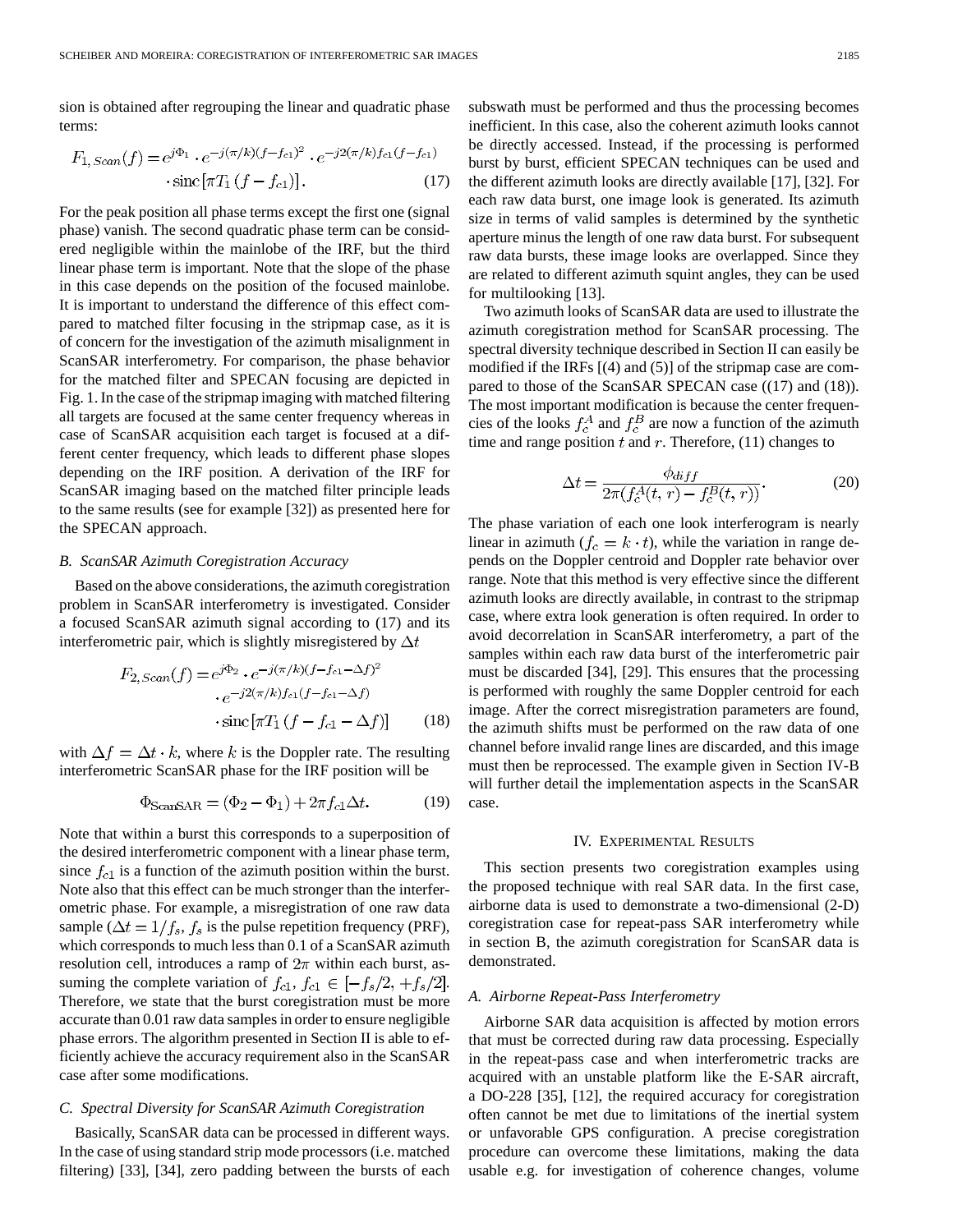sion is obtained after regrouping the linear and quadratic phase terms:

$$F_{1,Scan}(f) = e^{j\Phi_1} \cdot e^{-j(\pi/k)(f-f_{c1})^2} \cdot e^{-j2(\pi/k)f_{c1}(f-f_{c1})} \cdot \text{sinc}[\pi T_1 (f - f_{c1})]. \quad (17)$$

For the peak position all phase terms except the first one (signal phase) vanish. The second quadratic phase term can be considered negligible within the mainlobe of the IRF, but the third linear phase term is important. Note that the slope of the phase in this case depends on the position of the focused mainlobe. It is important to understand the difference of this effect compared to matched filter focusing in the stripmap case, as it is of concern for the investigation of the azimuth misalignment in ScanSAR interferometry. For comparison, the phase behavior for the matched filter and SPECAN focusing are depicted in Fig. 1. In the case of the stripmap imaging with matched filtering all targets are focused at the same center frequency whereas in case of ScanSAR acquisition each target is focused at a different center frequency, which leads to different phase slopes depending on the IRF position. A derivation of the IRF for ScanSAR imaging based on the matched filter principle leads to the same results (see for example [32]) as presented here for the SPECAN approach.

### B. ScanSAR Azimuth Coregistration Accuracy

Based on the above considerations, the azimuth coregistration problem in ScanSAR interferometry is investigated. Consider a focused ScanSAR azimuth signal according to (17) and its interferometric pair, which is slightly misregistered by $\Delta t$

$$F_{2,Scan}(f) = e^{j\Phi_2} \cdot e^{-j(\pi/k)(f-f_{c1}-\Delta f)^2} \cdot e^{-j2(\pi/k)f_{c1}(f-f_{c1}-\Delta f)} \cdot \text{sinc}[\pi T_1 (f - f_{c1} - \Delta f)] \quad (18)$$

with $\Delta f = \Delta t \cdot k$, where $k$ is the Doppler rate. The resulting interferometric ScanSAR phase for the IRF position will be

$$\Phi_{\text{ScanSAR}} = (\Phi_2 - \Phi_1) + 2\pi f_{c1} \Delta t. \quad (19)$$

Note that within a burst this corresponds to a superposition of the desired interferometric component with a linear phase term, since $f_{c1}$ is a function of the azimuth position within the burst. Note also that this effect can be much stronger than the interferometric phase. For example, a misregistration of one raw data sample ($\Delta t = 1/f_s$, $f_s$ is the pulse repetition frequency (PRF), which corresponds to much less than 0.1 of a ScanSAR azimuth resolution cell, introduces a ramp of $2\pi$ within each burst, assuming the complete variation of $f_{c1}$, $f_{c1} \in [-f_s/2, +f_s/2]$. Therefore, we state that the burst coregistration must be more accurate than 0.01 raw data samples in order to ensure negligible phase errors. The algorithm presented in Section II is able to efficiently achieve the accuracy requirement also in the ScanSAR case after some modifications.

### C. Spectral Diversity for ScanSAR Azimuth Coregistration

Basically, ScanSAR data can be processed in different ways. In the case of using standard strip mode processors (i.e. matched filtering) [33], [34], zero padding between the bursts of each subswath must be performed and thus the processing becomes inefficient. In this case, also the coherent azimuth looks cannot be directly accessed. Instead, if the processing is performed burst by burst, efficient SPECAN techniques can be used and the different azimuth looks are directly available [17], [32]. For each raw data burst, one image look is generated. Its azimuth size in terms of valid samples is determined by the synthetic aperture minus the length of one raw data burst. For subsequent raw data bursts, these image looks are overlapped. Since they are related to different azimuth squint angles, they can be used for multilooking [13].

Two azimuth looks of ScanSAR data are used to illustrate the azimuth coregistration method for ScanSAR processing. The spectral diversity technique described in Section II can easily be modified if the IRFs [(4) and (5)] of the stripmap case are compared to those of the ScanSAR SPECAN case ((17) and (18)). The most important modification is because the center frequencies of the looks $f_c^A$ and $f_c^B$ are now a function of the azimuth time and range position $t$ and $r$. Therefore, (11) changes to

$$\Delta t = \frac{\phi_{diff}}{2\pi(f_c^A(t,r) - f_c^B(t,r))}. \quad (20)$$

The phase variation of each one look interferogram is nearly linear in azimuth ($f_c = k \cdot t$), while the variation in range depends on the Doppler centroid and Doppler rate behavior over range. Note that this method is very effective since the different azimuth looks are directly available, in contrast to the stripmap case, where extra look generation is often required. In order to avoid decorrelation in ScanSAR interferometry, a part of the samples within each raw data burst of the interferometric pair must be discarded [34], [29]. This ensures that the processing is performed with roughly the same Doppler centroid for each image. After the correct misregistration parameters are found, the azimuth shifts must be performed on the raw data of one channel before invalid range lines are discarded, and this image must then be reprocessed. The example given in Section IV-B will further detail the implementation aspects in the ScanSAR case.

## IV. Experimental Results

This section presents two coregistration examples using the proposed technique with real SAR data. In the first case, airborne data is used to demonstrate a two-dimensional (2-D) coregistration case for repeat-pass SAR interferometry while in section B, the azimuth coregistration for ScanSAR data is demonstrated.

### A. Airborne Repeat-Pass Interferometry

Airborne SAR data acquisition is affected by motion errors that must be corrected during raw data processing. Especially in the repeat-pass case and when interferometric tracks are acquired with an unstable platform like the E-SAR aircraft, a DO-228 [35], [12], the required accuracy for coregistration often cannot be met due to limitations of the inertial system or unfavorable GPS configuration. A precise coregistration procedure can overcome these limitations, making the data usable e.g. for investigation of coherence changes, volume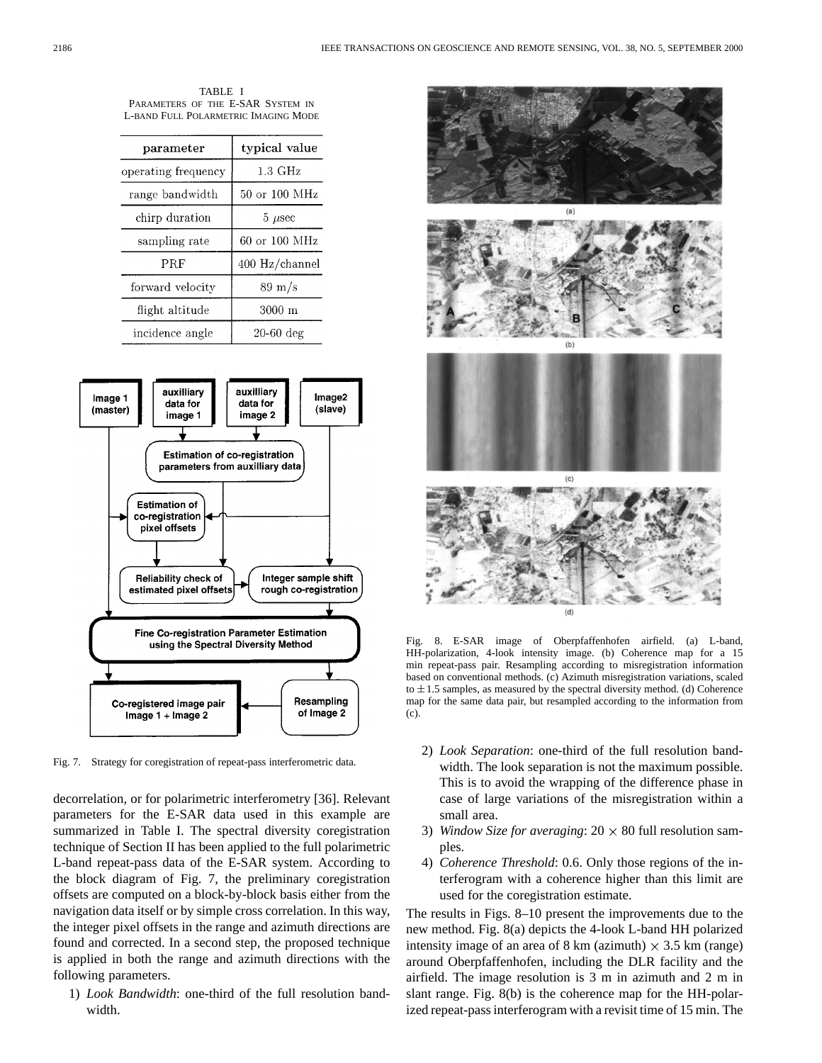TABLE I
PARAMETERS OF THE E-SAR SYSTEM IN L-BAND FULL POLARMETRIC IMAGING MODE

| parameter | typical value |
|---|---|
| operating frequency | 1.3 GHz |
| range bandwidth | 50 or 100 MHz |
| chirp duration | 5 $\mu$sec |
| sampling rate | 60 or 100 MHz |
| PRF | 400 Hz/channel |
| forward velocity | 89 m/s |
| flight altitude | 3000 m |
| incidence angle | 20-60 deg |

Fig. 7. Strategy for coregistration of repeat-pass interferometric data.

decorrelation, or for polarimetric interferometry [36]. Relevant parameters for the E-SAR data used in this example are summarized in Table I. The spectral diversity coregistration technique of Section II has been applied to the full polarimetric L-band repeat-pass data of the E-SAR system. According to the block diagram of Fig. 7, the preliminary coregistration offsets are computed on a block-by-block basis either from the navigation data itself or by simple cross correlation. In this way, the integer pixel offsets in the range and azimuth directions are found and corrected. In a second step, the proposed technique is applied in both the range and azimuth directions with the following parameters.

1) *Look Bandwidth*: one-third of the full resolution bandwidth.
2) *Look Separation*: one-third of the full resolution bandwidth. The look separation is not the maximum possible. This is to avoid the wrapping of the difference phase in case of large variations of the misregistration within a small area.
3) *Window Size for averaging*: $20 \times 80$ full resolution samples.
4) *Coherence Threshold*: 0.6. Only those regions of the interferogram with a coherence higher than this limit are used for the coregistration estimate.

Fig. 8. E-SAR image of Oberpfaffenhofen airfield. (a) L-band, HH-polarization, 4-look intensity image. (b) Coherence map for a 15 min repeat-pass pair. Resampling according to misregistration information based on conventional methods. (c) Azimuth misregistration variations, scaled to $\pm 1.5$ samples, as measured by the spectral diversity method. (d) Coherence map for the same data pair, but resampled according to the information from (c).

The results in Figs. 8–10 present the improvements due to the new method. Fig. 8(a) depicts the 4-look L-band HH polarized intensity image of an area of 8 km (azimuth) $\times$ 3.5 km (range) around Oberpfaffenhofen, including the DLR facility and the airfield. The image resolution is 3 m in azimuth and 2 m in slant range. Fig. 8(b) is the coherence map for the HH-polarized repeat-pass interferogram with a revisit time of 15 min. The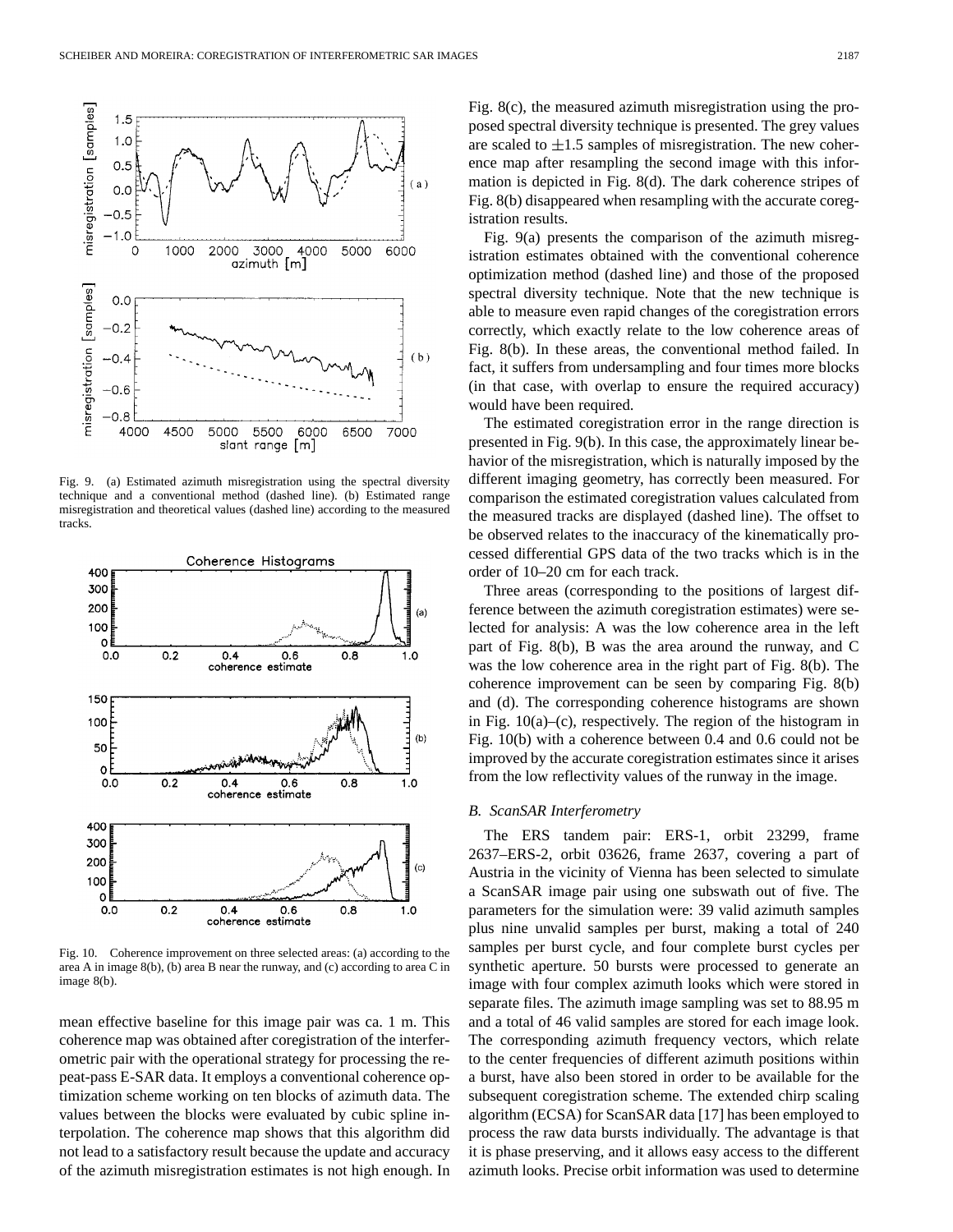Fig. 9. (a) Estimated azimuth misregistration using the spectral diversity technique and a conventional method (dashed line). (b) Estimated range misregistration and theoretical values (dashed line) according to the measured tracks.

Fig. 10. Coherence improvement on three selected areas: (a) according to the area A in image 8(b), (b) area B near the runway, and (c) according to area C in image 8(b).

mean effective baseline for this image pair was ca. 1 m. This coherence map was obtained after coregistration of the interferometric pair with the operational strategy for processing the repeat-pass E-SAR data. It employs a conventional coherence optimization scheme working on ten blocks of azimuth data. The values between the blocks were evaluated by cubic spline interpolation. The coherence map shows that this algorithm did not lead to a satisfactory result because the update and accuracy of the azimuth misregistration estimates is not high enough. In Fig. 8(c), the measured azimuth misregistration using the proposed spectral diversity technique is presented. The grey values are scaled to $\pm 1.5$ samples of misregistration. The new coherence map after resampling the second image with this information is depicted in Fig. 8(d). The dark coherence stripes of Fig. 8(b) disappeared when resampling with the accurate coregistration results.

Fig. 9(a) presents the comparison of the azimuth misregistration estimates obtained with the conventional coherence optimization method (dashed line) and those of the proposed spectral diversity technique. Note that the new technique is able to measure even rapid changes of the coregistration errors correctly, which exactly relate to the low coherence areas of Fig. 8(b). In these areas, the conventional method failed. In fact, it suffers from undersampling and four times more blocks (in that case, with overlap to ensure the required accuracy) would have been required.

The estimated coregistration error in the range direction is presented in Fig. 9(b). In this case, the approximately linear behavior of the misregistration, which is naturally imposed by the different imaging geometry, has correctly been measured. For comparison the estimated coregistration values calculated from the measured tracks are displayed (dashed line). The offset to be observed relates to the inaccuracy of the kinematically processed differential GPS data of the two tracks which is in the order of 10–20 cm for each track.

Three areas (corresponding to the positions of largest difference between the azimuth coregistration estimates) were selected for analysis: A was the low coherence area in the left part of Fig. 8(b), B was the area around the runway, and C was the low coherence area in the right part of Fig. 8(b). The coherence improvement can be seen by comparing Fig. 8(b) and (d). The corresponding coherence histograms are shown in Fig. 10(a)–(c), respectively. The region of the histogram in Fig. 10(b) with a coherence between 0.4 and 0.6 could not be improved by the accurate coregistration estimates since it arises from the low reflectivity values of the runway in the image.

### *B. ScanSAR Interferometry*

The ERS tandem pair: ERS-1, orbit 23299, frame 2637–ERS-2, orbit 03626, frame 2637, covering a part of Austria in the vicinity of Vienna has been selected to simulate a ScanSAR image pair using one subswath out of five. The parameters for the simulation were: 39 valid azimuth samples plus nine unvalid samples per burst, making a total of 240 samples per burst cycle, and four complete burst cycles per synthetic aperture. 50 bursts were processed to generate an image with four complex azimuth looks which were stored in separate files. The azimuth image sampling was set to 88.95 m and a total of 46 valid samples are stored for each image look. The corresponding azimuth frequency vectors, which relate to the center frequencies of different azimuth positions within a burst, have also been stored in order to be available for the subsequent coregistration scheme. The extended chirp scaling algorithm (ECSA) for ScanSAR data [17] has been employed to process the raw data bursts individually. The advantage is that it is phase preserving, and it allows easy access to the different azimuth looks. Precise orbit information was used to determine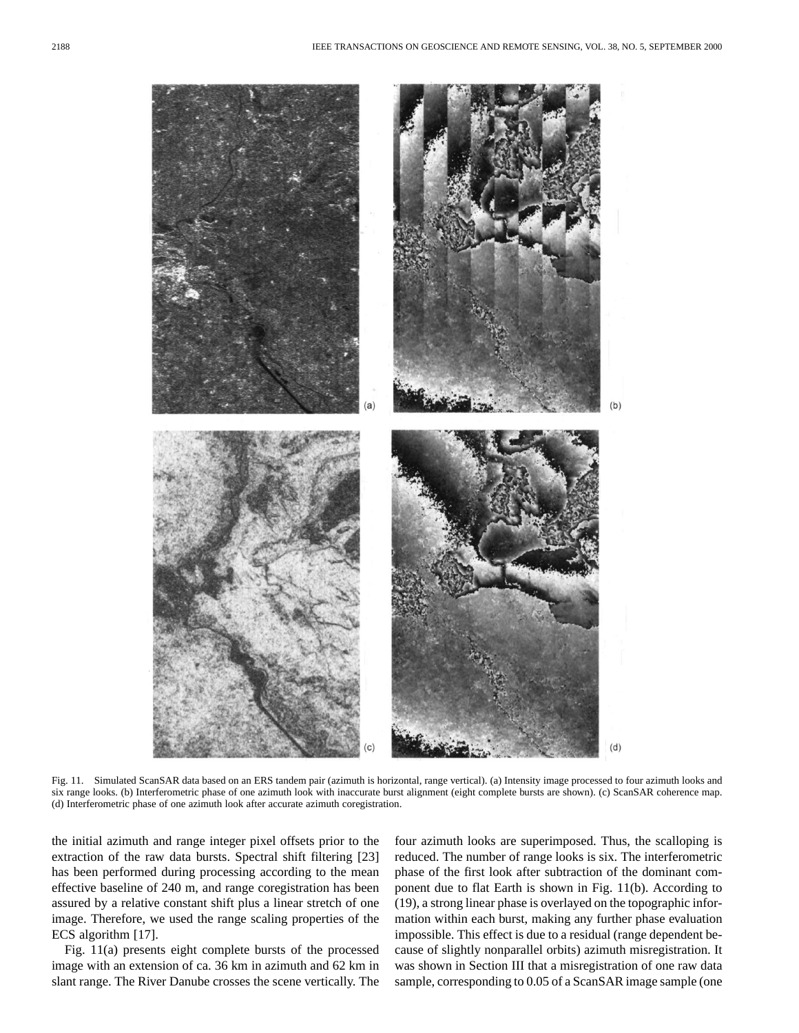Fig. 11. Simulated ScanSAR data based on an ERS tandem pair (azimuth is horizontal, range vertical). (a) Intensity image processed to four azimuth looks and six range looks. (b) Interferometric phase of one azimuth look with inaccurate burst alignment (eight complete bursts are shown). (c) ScanSAR coherence map. (d) Interferometric phase of one azimuth look after accurate azimuth coregistration.

the initial azimuth and range integer pixel offsets prior to the extraction of the raw data bursts. Spectral shift filtering [23] has been performed during processing according to the mean effective baseline of 240 m, and range coregistration has been assured by a relative constant shift plus a linear stretch of one image. Therefore, we used the range scaling properties of the ECS algorithm [17].

Fig. 11(a) presents eight complete bursts of the processed image with an extension of ca. 36 km in azimuth and 62 km in slant range. The River Danube crosses the scene vertically. The four azimuth looks are superimposed. Thus, the scalloping is reduced. The number of range looks is six. The interferometric phase of the first look after subtraction of the dominant component due to flat Earth is shown in Fig. 11(b). According to (19), a strong linear phase is overlayed on the topographic information within each burst, making any further phase evaluation impossible. This effect is due to a residual (range dependent because of slightly nonparallel orbits) azimuth misregistration. It was shown in Section III that a misregistration of one raw data sample, corresponding to 0.05 of a ScanSAR image sample (one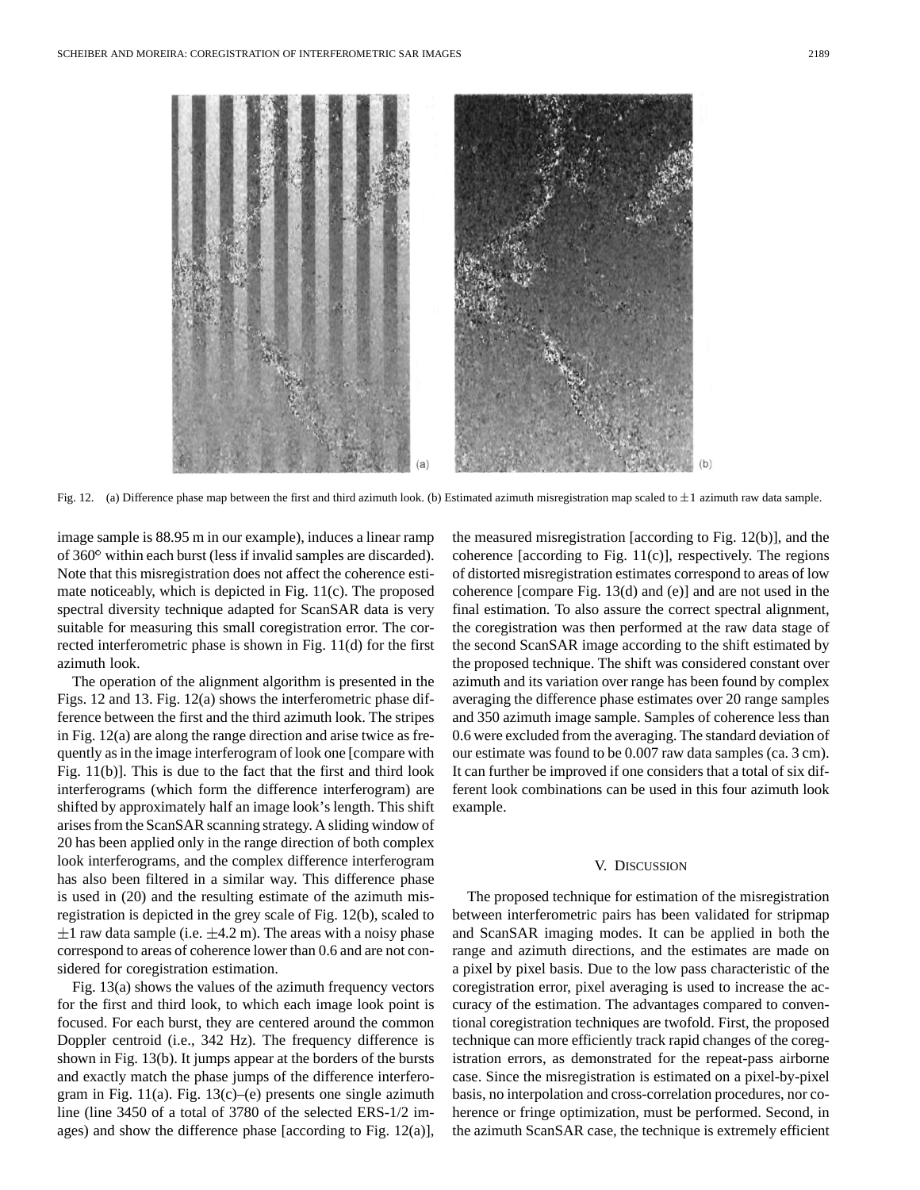Fig. 12. (a) Difference phase map between the first and third azimuth look. (b) Estimated azimuth misregistration map scaled to $\pm 1$ azimuth raw data sample.

image sample is 88.95 m in our example), induces a linear ramp of 360° within each burst (less if invalid samples are discarded). Note that this misregistration does not affect the coherence estimate noticeably, which is depicted in Fig. 11(c). The proposed spectral diversity technique adapted for ScanSAR data is very suitable for measuring this small coregistration error. The corrected interferometric phase is shown in Fig. 11(d) for the first azimuth look.

The operation of the alignment algorithm is presented in the Figs. 12 and 13. Fig. 12(a) shows the interferometric phase difference between the first and the third azimuth look. The stripes in Fig. 12(a) are along the range direction and arise twice as frequently as in the image interferogram of look one [compare with Fig. 11(b)]. This is due to the fact that the first and third look interferograms (which form the difference interferogram) are shifted by approximately half an image look's length. This shift arises from the ScanSAR scanning strategy. A sliding window of 20 has been applied only in the range direction of both complex look interferograms, and the complex difference interferogram has also been filtered in a similar way. This difference phase is used in (20) and the resulting estimate of the azimuth misregistration is depicted in the grey scale of Fig. 12(b), scaled to $\pm 1$ raw data sample (i.e. $\pm 4.2$ m). The areas with a noisy phase correspond to areas of coherence lower than 0.6 and are not considered for coregistration estimation.

Fig. 13(a) shows the values of the azimuth frequency vectors for the first and third look, to which each image look point is focused. For each burst, they are centered around the common Doppler centroid (i.e., 342 Hz). The frequency difference is shown in Fig. 13(b). It jumps appear at the borders of the bursts and exactly match the phase jumps of the difference interferogram in Fig. 11(a). Fig. 13(c)–(e) presents one single azimuth line (line 3450 of a total of 3780 of the selected ERS-1/2 images) and show the difference phase [according to Fig. 12(a)], the measured misregistration [according to Fig. 12(b)], and the coherence [according to Fig. 11(c)], respectively. The regions of distorted misregistration estimates correspond to areas of low coherence [compare Fig. 13(d) and (e)] and are not used in the final estimation. To also assure the correct spectral alignment, the coregistration was then performed at the raw data stage of the second ScanSAR image according to the shift estimated by the proposed technique. The shift was considered constant over azimuth and its variation over range has been found by complex averaging the difference phase estimates over 20 range samples and 350 azimuth image sample. Samples of coherence less than 0.6 were excluded from the averaging. The standard deviation of our estimate was found to be 0.007 raw data samples (ca. 3 cm). It can further be improved if one considers that a total of six different look combinations can be used in this four azimuth look example.

## V. Discussion

The proposed technique for estimation of the misregistration between interferometric pairs has been validated for stripmap and ScanSAR imaging modes. It can be applied in both the range and azimuth directions, and the estimates are made on a pixel by pixel basis. Due to the low pass characteristic of the coregistration error, pixel averaging is used to increase the accuracy of the estimation. The advantages compared to conventional coregistration techniques are twofold. First, the proposed technique can more efficiently track rapid changes of the coregistration errors, as demonstrated for the repeat-pass airborne case. Since the misregistration is estimated on a pixel-by-pixel basis, no interpolation and cross-correlation procedures, nor coherence or fringe optimization, must be performed. Second, in the azimuth ScanSAR case, the technique is extremely efficient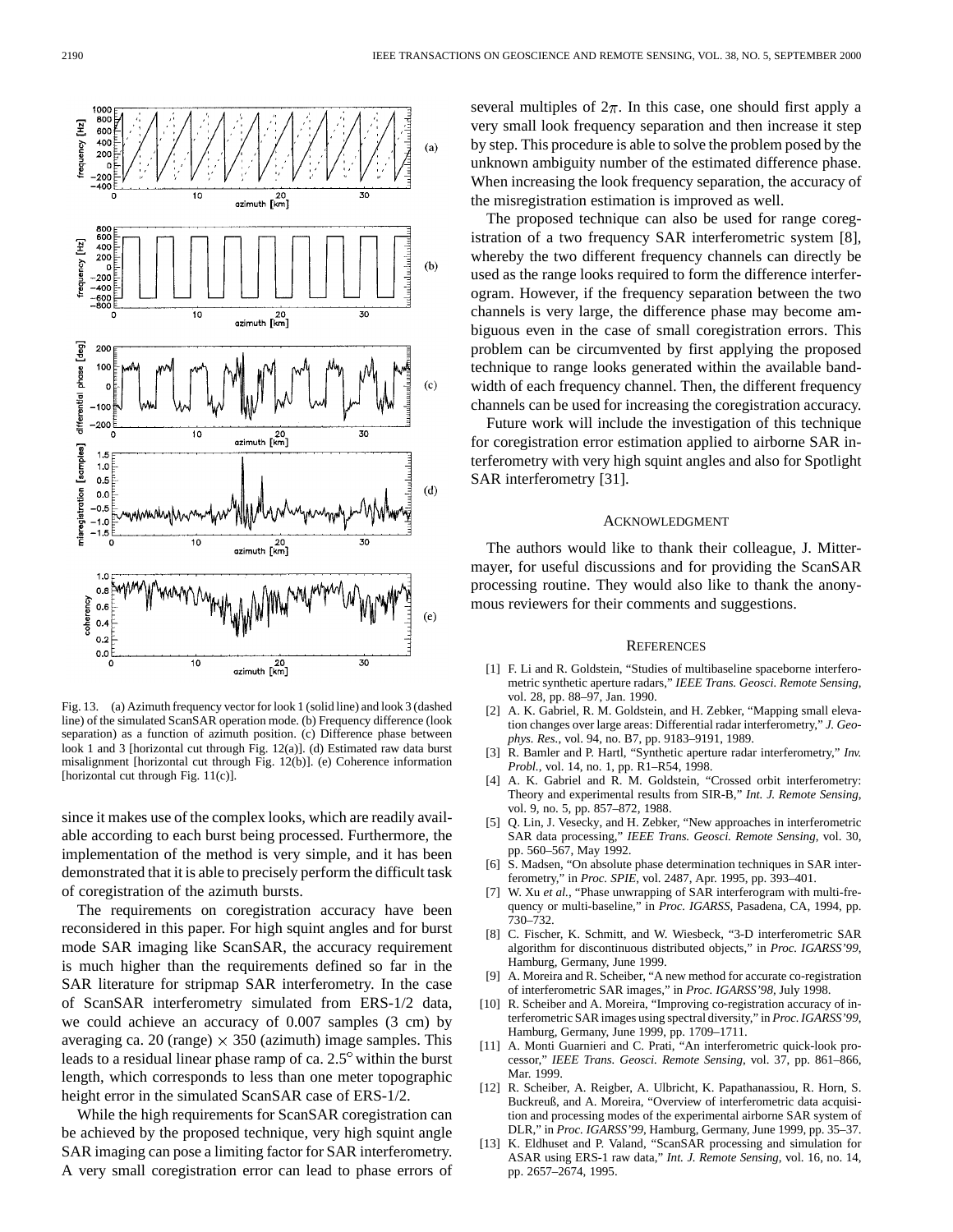Fig. 13. (a) Azimuth frequency vector for look 1 (solid line) and look 3 (dashed line) of the simulated ScanSAR operation mode. (b) Frequency difference (look separation) as a function of azimuth position. (c) Difference phase between look 1 and 3 [horizontal cut through Fig. 12(a)]. (d) Estimated raw data burst misalignment [horizontal cut through Fig. 12(b)]. (e) Coherence information [horizontal cut through Fig. 11(c)].

since it makes use of the complex looks, which are readily available according to each burst being processed. Furthermore, the implementation of the method is very simple, and it has been demonstrated that it is able to precisely perform the difficult task of coregistration of the azimuth bursts.

The requirements on coregistration accuracy have been reconsidered in this paper. For high squint angles and for burst mode SAR imaging like ScanSAR, the accuracy requirement is much higher than the requirements defined so far in the SAR literature for stripmap SAR interferometry. In the case of ScanSAR interferometry simulated from ERS-1/2 data, we could achieve an accuracy of 0.007 samples (3 cm) by averaging ca. 20 (range) $\times$ 350 (azimuth) image samples. This leads to a residual linear phase ramp of ca. $2.5^{\circ}$ within the burst length, which corresponds to less than one meter topographic height error in the simulated ScanSAR case of ERS-1/2.

While the high requirements for ScanSAR coregistration can be achieved by the proposed technique, very high squint angle SAR imaging can pose a limiting factor for SAR interferometry. A very small coregistration error can lead to phase errors of several multiples of $2\pi$. In this case, one should first apply a very small look frequency separation and then increase it step by step. This procedure is able to solve the problem posed by the unknown ambiguity number of the estimated difference phase. When increasing the look frequency separation, the accuracy of the misregistration estimation is improved as well.

The proposed technique can also be used for range coregistration of a two frequency SAR interferometric system [8], whereby the two different frequency channels can directly be used as the range looks required to form the difference interferogram. However, if the frequency separation between the two channels is very large, the difference phase may become ambiguous even in the case of small coregistration errors. This problem can be circumvented by first applying the proposed technique to range looks generated within the available bandwidth of each frequency channel. Then, the different frequency channels can be used for increasing the coregistration accuracy.

Future work will include the investigation of this technique for coregistration error estimation applied to airborne SAR interferometry with very high squint angles and also for Spotlight SAR interferometry [31].

## ACKNOWLEDGMENT

The authors would like to thank their colleague, J. Mittermayer, for useful discussions and for providing the ScanSAR processing routine. They would also like to thank the anonymous reviewers for their comments and suggestions.

## REFERENCES

[1] F. Li and R. Goldstein, "Studies of multibaseline spaceborne interferometric synthetic aperture radars," *IEEE Trans. Geosci. Remote Sensing*, vol. 28, pp. 88–97, Jan. 1990.

[2] A. K. Gabriel, R. M. Goldstein, and H. Zebker, "Mapping small elevation changes over large areas: Differential radar interferometry," *J. Geophys. Res.*, vol. 94, no. B7, pp. 9183–9191, 1989.

[3] R. Bamler and P. Hartl, "Synthetic aperture radar interferometry," *Inv. Probl.*, vol. 14, no. 1, pp. R1–R54, 1998.

[4] A. K. Gabriel and R. M. Goldstein, "Crossed orbit interferometry: Theory and experimental results from SIR-B," *Int. J. Remote Sensing*, vol. 9, no. 5, pp. 857–872, 1988.

[5] Q. Lin, J. Vesecky, and H. Zebker, "New approaches in interferometric SAR data processing," *IEEE Trans. Geosci. Remote Sensing*, vol. 30, pp. 560–567, May 1992.

[6] S. Madsen, "On absolute phase determination techniques in SAR interferometry," in *Proc. SPIE*, vol. 2487, Apr. 1995, pp. 393–401.

[7] W. Xu *et al.*, "Phase unwrapping of SAR interferogram with multi-frequency or multi-baseline," in *Proc. IGARSS*, Pasadena, CA, 1994, pp. 730–732.

[8] C. Fischer, K. Schmitt, and W. Wiesbeck, "3-D interferometric SAR algorithm for discontinuous distributed objects," in *Proc. IGARSS'99*, Hamburg, Germany, June 1999.

[9] A. Moreira and R. Scheiber, "A new method for accurate co-registration of interferometric SAR images," in *Proc. IGARSS'98*, July 1998.

[10] R. Scheiber and A. Moreira, "Improving co-registration accuracy of interferometric SAR images using spectral diversity," in *Proc. IGARSS'99*, Hamburg, Germany, June 1999, pp. 1709–1711.

[11] A. Monti Guarnieri and C. Prati, "An interferometric quick-look processor," *IEEE Trans. Geosci. Remote Sensing*, vol. 37, pp. 861–866, Mar. 1999.

[12] R. Scheiber, A. Reigber, A. Ulbricht, K. Papathanassiou, R. Horn, S. Buckreuß, and A. Moreira, "Overview of interferometric data acquisition and processing modes of the experimental airborne SAR system of DLR," in *Proc. IGARSS'99*, Hamburg, Germany, June 1999, pp. 35–37.

[13] K. Eldhuset and P. Valand, "ScanSAR processing and simulation for ASAR using ERS-1 raw data," *Int. J. Remote Sensing*, vol. 16, no. 14, pp. 2657–2674, 1995.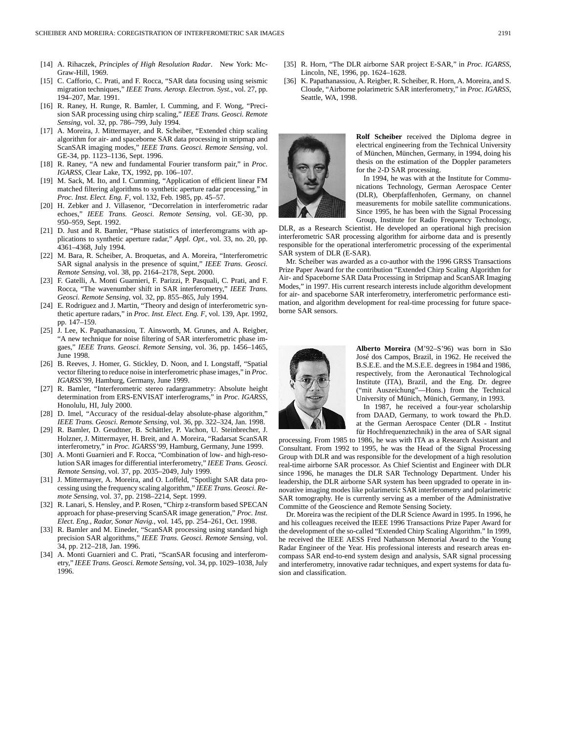[14] A. Rihaczek, *Principles of High Resolution Radar*. New York: McGraw-Hill, 1969.

[15] C. Cafforio, C. Prati, and F. Rocca, "SAR data focusing using seismic migration techniques," *IEEE Trans. Aerosp. Electron. Syst.*, vol. 27, pp. 194–207, Mar. 1991.

[16] R. Raney, H. Runge, R. Bamler, I. Cumming, and F. Wong, "Precision SAR processing using chirp scaling," *IEEE Trans. Geosci. Remote Sensing*, vol. 32, pp. 786–799, July 1994.

[17] A. Moreira, J. Mittermayer, and R. Scheiber, "Extended chirp scaling algorithm for air- and spaceborne SAR data processing in stripmap and ScanSAR imaging modes," *IEEE Trans. Geosci. Remote Sensing*, vol. GE-34, pp. 1123–1136, Sept. 1996.

[18] R. Raney, "A new and fundamental Fourier transform pair," in *Proc. IGARSS*, Clear Lake, TX, 1992, pp. 106–107.

[19] M. Sack, M. Ito, and I. Cumming, "Application of efficient linear FM matched filtering algorithms to synthetic aperture radar processing," in *Proc. Inst. Elect. Eng. F*, vol. 132, Feb. 1985, pp. 45–57.

[20] H. Zebker and J. Villasenor, "Decorrelation in interferometric radar echoes," *IEEE Trans. Geosci. Remote Sensing*, vol. GE-30, pp. 950–959, Sept. 1992.

[21] D. Just and R. Bamler, "Phase statistics of interferomgrams with applications to synthetic aperture radar," *Appl. Opt.*, vol. 33, no. 20, pp. 4361–4368, July 1994.

[22] M. Bara, R. Scheiber, A. Broquetas, and A. Moreira, "Interferometric SAR signal analysis in the presence of squint," *IEEE Trans. Geosci. Remote Sensing*, vol. 38, pp. 2164–2178, Sept. 2000.

[23] F. Gatelli, A. Monti Guarnieri, F. Parizzi, P. Pasquali, C. Prati, and F. Rocca, "The wavenumber shift in SAR interferometry," *IEEE Trans. Geosci. Remote Sensing*, vol. 32, pp. 855–865, July 1994.

[24] E. Rodriguez and J. Martin, "Theory and design of interferometric synthetic aperture radars," in *Proc. Inst. Elect. Eng. F*, vol. 139, Apr. 1992, pp. 147–159.

[25] J. Lee, K. Papathanassiou, T. Ainsworth, M. Grunes, and A. Reigber, "A new technique for noise filtering of SAR interferometric phase images," *IEEE Trans. Geosci. Remote Sensing*, vol. 36, pp. 1456–1465, June 1998.

[26] B. Reeves, J. Homer, G. Stickley, D. Noon, and I. Longstaff, "Spatial vector filtering to reduce noise in interferometric phase images," in *Proc. IGARSS'99*, Hamburg, Germany, June 1999.

[27] R. Bamler, "Interferometric stereo radargrammetry: Absolute height determination from ERS-ENVISAT interferograms," in *Proc. IGARSS*, Honolulu, HI, July 2000.

[28] D. Imel, "Accuracy of the residual-delay absolute-phase algorithm," *IEEE Trans. Geosci. Remote Sensing*, vol. 36, pp. 322–324, Jan. 1998.

[29] R. Bamler, D. Geudtner, B. Schättler, P. Vachon, U. Steinbrecher, J. Holzner, J. Mittermayer, H. Breit, and A. Moreira, "Radarsat ScanSAR interferometry," in *Proc. IGARSS'99*, Hamburg, Germany, June 1999.

[30] A. Monti Guarnieri and F. Rocca, "Combination of low- and high-resolution SAR images for differential interferometry," *IEEE Trans. Geosci. Remote Sensing*, vol. 37, pp. 2035–2049, July 1999.

[31] J. Mittermayer, A. Moreira, and O. Loffeld, "Spotlight SAR data processing using the frequency scaling algorithm," *IEEE Trans. Geosci. Remote Sensing*, vol. 37, pp. 2198–2214, Sept. 1999.

[32] R. Lanari, S. Hensley, and P. Rosen, "Chirp z-transform based SPECAN approach for phase-preserving ScanSAR image generation," *Proc. Inst. Elect. Eng., Radar, Sonar Navig.*, vol. 145, pp. 254–261, Oct. 1998.

[33] R. Bamler and M. Eineder, "ScanSAR processing using standard high precision SAR algorithms," *IEEE Trans. Geosci. Remote Sensing*, vol. 34, pp. 212–218, Jan. 1996.

[34] A. Monti Guarnieri and C. Prati, "ScanSAR focusing and interferometry," *IEEE Trans. Geosci. Remote Sensing*, vol. 34, pp. 1029–1038, July 1996.

[35] R. Horn, "The DLR airborne SAR project E-SAR," in *Proc. IGARSS*, Lincoln, NE, 1996, pp. 1624–1628.

[36] K. Papathanassiou, A. Reigber, R. Scheiber, R. Horn, A. Moreira, and S. Cloude, "Airborne polarimetric SAR interferometry," in *Proc. IGARSS*, Seattle, WA, 1998.

**Rolf Scheiber** received the Diploma degree in electrical engineering from the Technical University of München, München, Germany, in 1994, doing his thesis on the estimation of the Doppler parameters for the 2-D SAR processing.

In 1994, he was with at the Institute for Communications Technology, German Aerospace Center (DLR), Oberpfaffenhofen, Germany, on channel measurements for mobile satellite communications. Since 1995, he has been with the Signal Processing Group, Institute for Radio Frequency Technology, DLR, as a Research Scientist. He developed an operational high precision interferometric SAR processing algorithm for airborne data and is presently responsible for the operational interferometric processing of the experimental SAR system of DLR (E-SAR).

Mr. Scheiber was awarded as a co-author with the 1996 GRSS Transactions Prize Paper Award for the contribution "Extended Chirp Scaling Algorithm for Air- and Spaceborne SAR Data Processing in Stripmap and ScanSAR Imaging Modes," in 1997. His current research interests include algorithm development for air- and spaceborne SAR interferometry, interferometric performance estimation, and algorithm development for real-time processing for future spaceborne SAR sensors.

**Alberto Moreira** (M'92–S'96) was born in São José dos Campos, Brazil, in 1962. He received the B.S.E.E. and the M.S.E.E. degrees in 1984 and 1986, respectively, from the Aeronautical Technological Institute (ITA), Brazil, and the Eng. Dr. degree ("mit Auszeichung"—Hons.) from the Technical University of Münich, Münich, Germany, in 1993.

In 1987, he received a four-year scholarship from DAAD, Germany, to work toward the Ph.D. at the German Aerospace Center (DLR - Institut für Hochfrequenztechnik) in the area of SAR signal processing. From 1985 to 1986, he was with ITA as a Research Assistant and Consultant. From 1992 to 1995, he was the Head of the Signal Processing Group with DLR and was responsible for the development of a high resolution real-time airborne SAR processor. As Chief Scientist and Engineer with DLR since 1996, he manages the DLR SAR Technology Department. Under his leadership, the DLR airborne SAR system has been upgraded to operate in innovative imaging modes like polarimetric SAR interferometry and polarimetric SAR tomography. He is currently serving as a member of the Administrative Committe of the Geoscience and Remote Sensing Society.

Dr. Moreira was the recipient of the DLR Science Award in 1995. In 1996, he and his colleagues received the IEEE 1996 Transactions Prize Paper Award for the development of the so-called "Extended Chirp Scaling Algorithm." In 1999, he received the IEEE AESS Fred Nathanson Memorial Award to the Young Radar Engineer of the Year. His professional interests and research areas encompass SAR end-to-end system design and analysis, SAR signal processing and interferometry, innovative radar techniques, and expert systems for data fusion and classification.